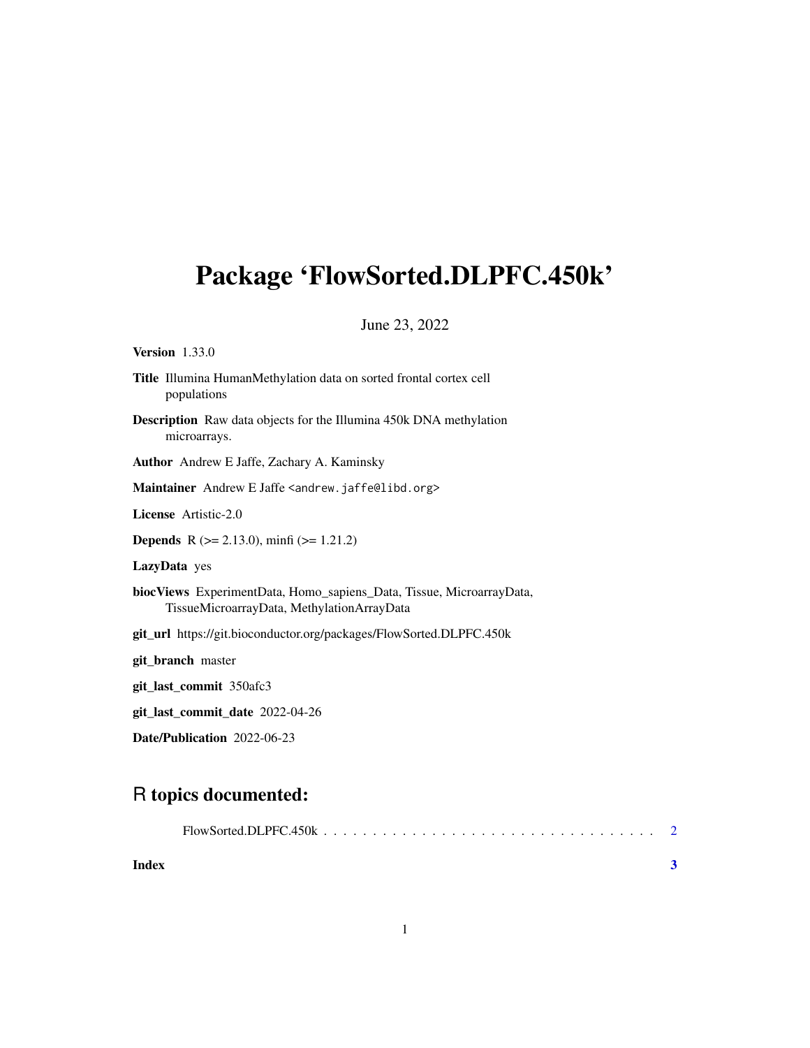# Package 'FlowSorted.DLPFC.450k'

June 23, 2022

**Version** 1.33.0

**Title** Illumina HumanMethylation data on sorted frontal cortex cell populations

**Description** Raw data objects for the Illumina 450k DNA methylation microarrays.

**Author** Andrew E Jaffe, Zachary A. Kaminsky

**Maintainer** Andrew E Jaffe <andrew.jaffe@libd.org>

**License** Artistic-2.0

**Depends** R (>= 2.13.0), minfi (>= 1.21.2)

**LazyData** yes

**biocViews** ExperimentData, Homo_sapiens_Data, Tissue, MicroarrayData, TissueMicroarrayData, MethylationArrayData

**git_url** https://git.bioconductor.org/packages/FlowSorted.DLPFC.450k

**git_branch** master

**git_last_commit** 350afc3

**git_last_commit_date** 2022-04-26

**Date/Publication** 2022-06-23

## R topics documented:

FlowSorted.DLPFC.450k . . . . . . . . . . . . . . . . . . . . . . . . . . . . . . . . . 2

**Index** **3**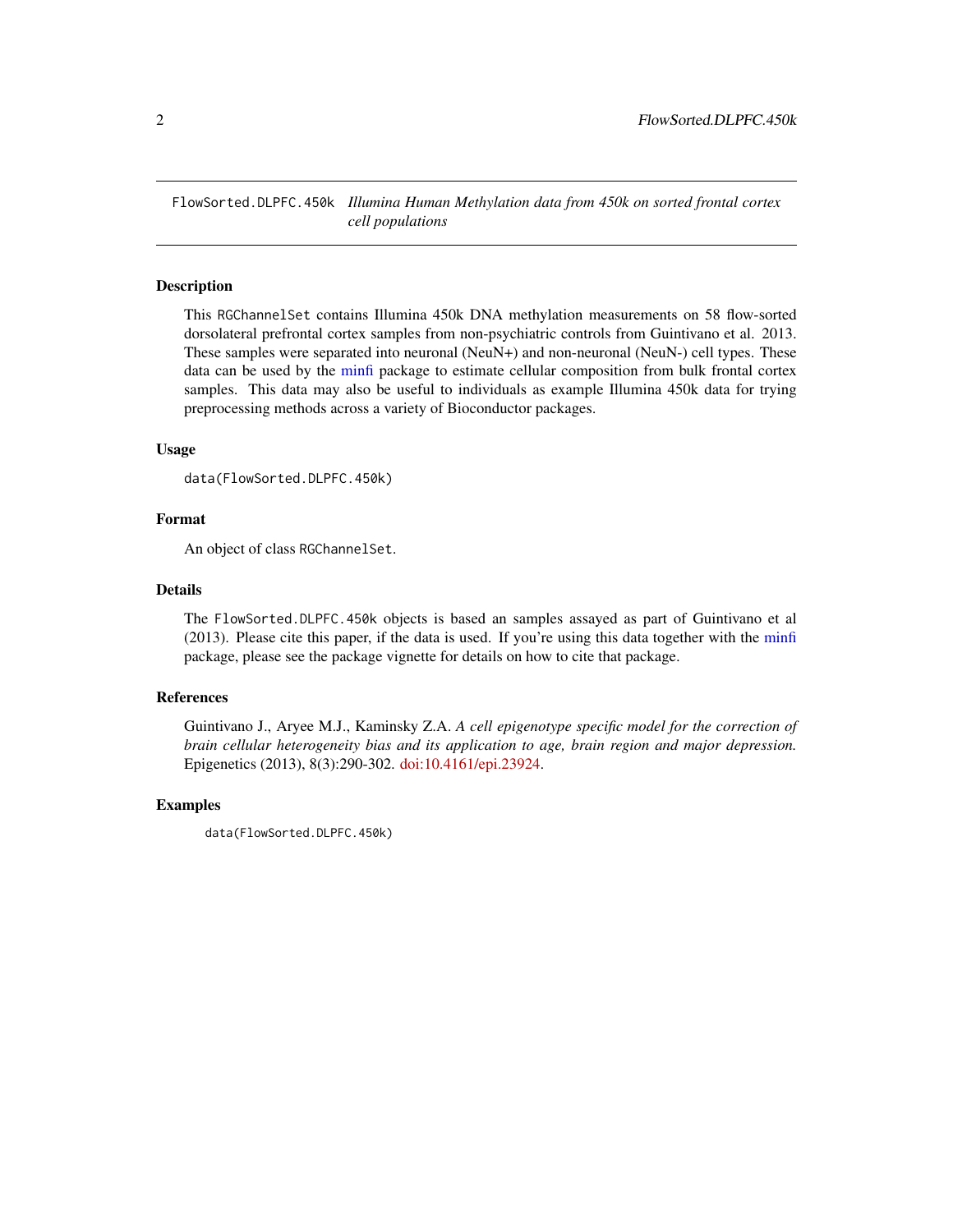`FlowSorted.DLPFC.450k` *Illumina Human Methylation data from 450k on sorted frontal cortex cell populations*

## Description

This `RGChannelSet` contains Illumina 450k DNA methylation measurements on 58 flow-sorted dorsolateral prefrontal cortex samples from non-psychiatric controls from Guintivano et al. 2013. These samples were separated into neuronal (NeuN+) and non-neuronal (NeuN-) cell types. These data can be used by the minfi package to estimate cellular composition from bulk frontal cortex samples. This data may also be useful to individuals as example Illumina 450k data for trying preprocessing methods across a variety of Bioconductor packages.

## Usage

```
data(FlowSorted.DLPFC.450k)
```

## Format

An object of class `RGChannelSet`.

## Details

The `FlowSorted.DLPFC.450k` objects is based an samples assayed as part of Guintivano et al (2013). Please cite this paper, if the data is used. If you're using this data together with the minfi package, please see the package vignette for details on how to cite that package.

## References

Guintivano J., Aryee M.J., Kaminsky Z.A. *A cell epigenotype specific model for the correction of brain cellular heterogeneity bias and its application to age, brain region and major depression.* Epigenetics (2013), 8(3):290-302. doi:10.4161/epi.23924.

## Examples

```
data(FlowSorted.DLPFC.450k)
```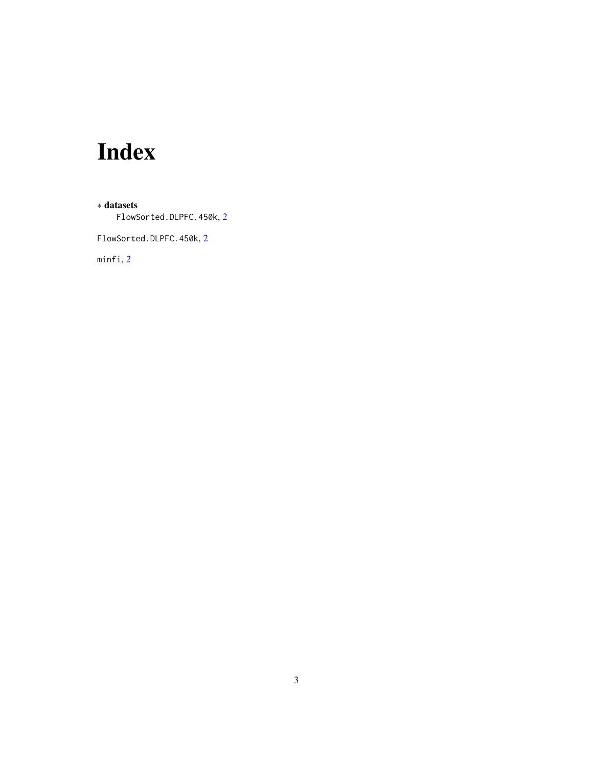# Index

∗ **datasets**
    FlowSorted.DLPFC.450k, 2

FlowSorted.DLPFC.450k, 2

minfi, *2*